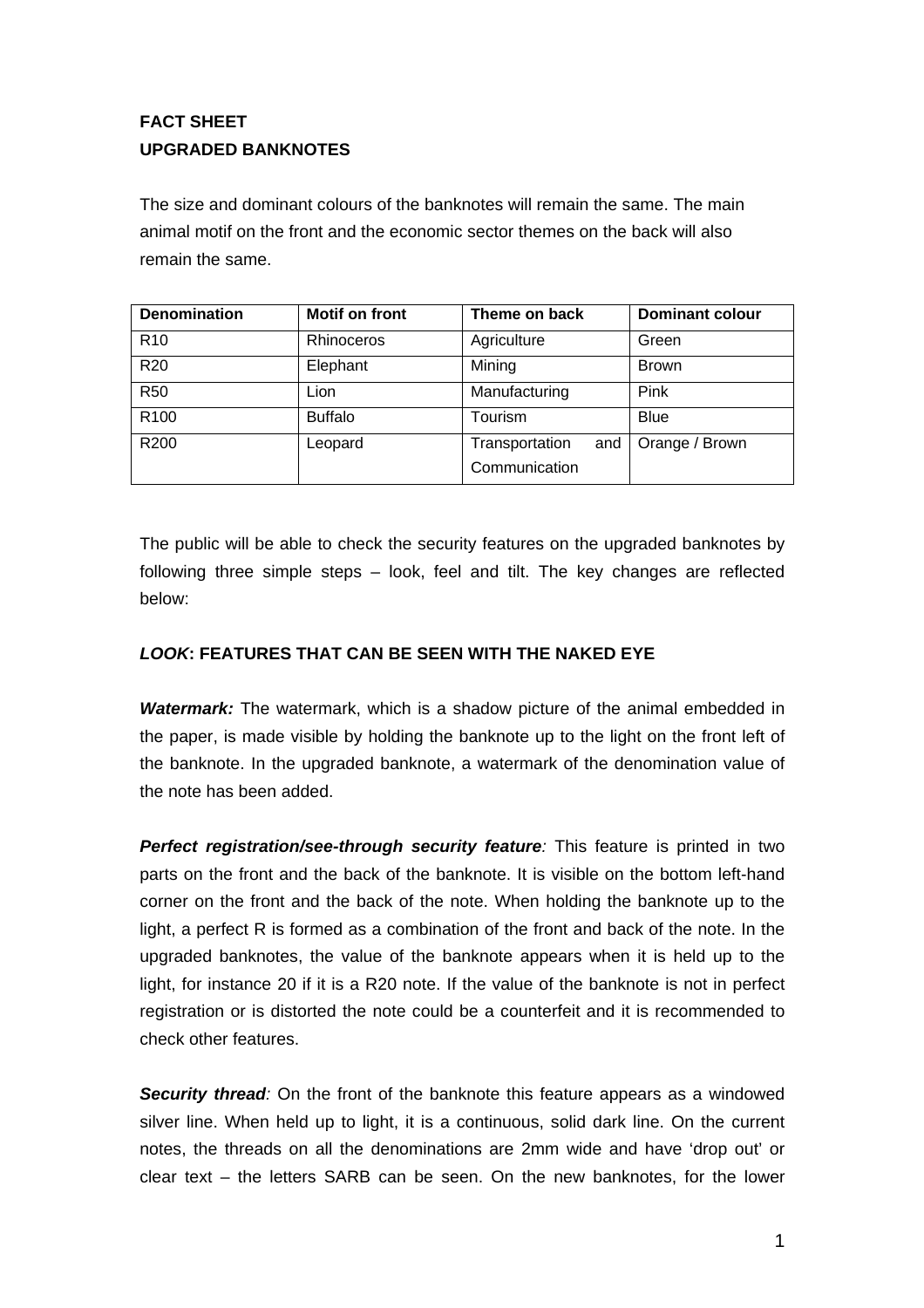**FACT SHEET**
**UPGRADED BANKNOTES**

The size and dominant colours of the banknotes will remain the same. The main animal motif on the front and the economic sector themes on the back will also remain the same.

| Denomination | Motif on front | Theme on back | Dominant colour |
|---|---|---|---|
| R10 | Rhinoceros | Agriculture | Green |
| R20 | Elephant | Mining | Brown |
| R50 | Lion | Manufacturing | Pink |
| R100 | Buffalo | Tourism | Blue |
| R200 | Leopard | Transportation and Communication | Orange / Brown |

The public will be able to check the security features on the upgraded banknotes by following three simple steps – look, feel and tilt. The key changes are reflected below:

### ***LOOK*: FEATURES THAT CAN BE SEEN WITH THE NAKED EYE**

***Watermark:*** The watermark, which is a shadow picture of the animal embedded in the paper, is made visible by holding the banknote up to the light on the front left of the banknote. In the upgraded banknote, a watermark of the denomination value of the note has been added.

***Perfect registration/see-through security feature:*** This feature is printed in two parts on the front and the back of the banknote. It is visible on the bottom left-hand corner on the front and the back of the note. When holding the banknote up to the light, a perfect R is formed as a combination of the front and back of the note. In the upgraded banknotes, the value of the banknote appears when it is held up to the light, for instance 20 if it is a R20 note. If the value of the banknote is not in perfect registration or is distorted the note could be a counterfeit and it is recommended to check other features.

***Security thread:*** On the front of the banknote this feature appears as a windowed silver line. When held up to light, it is a continuous, solid dark line. On the current notes, the threads on all the denominations are 2mm wide and have 'drop out' or clear text – the letters SARB can be seen. On the new banknotes, for the lower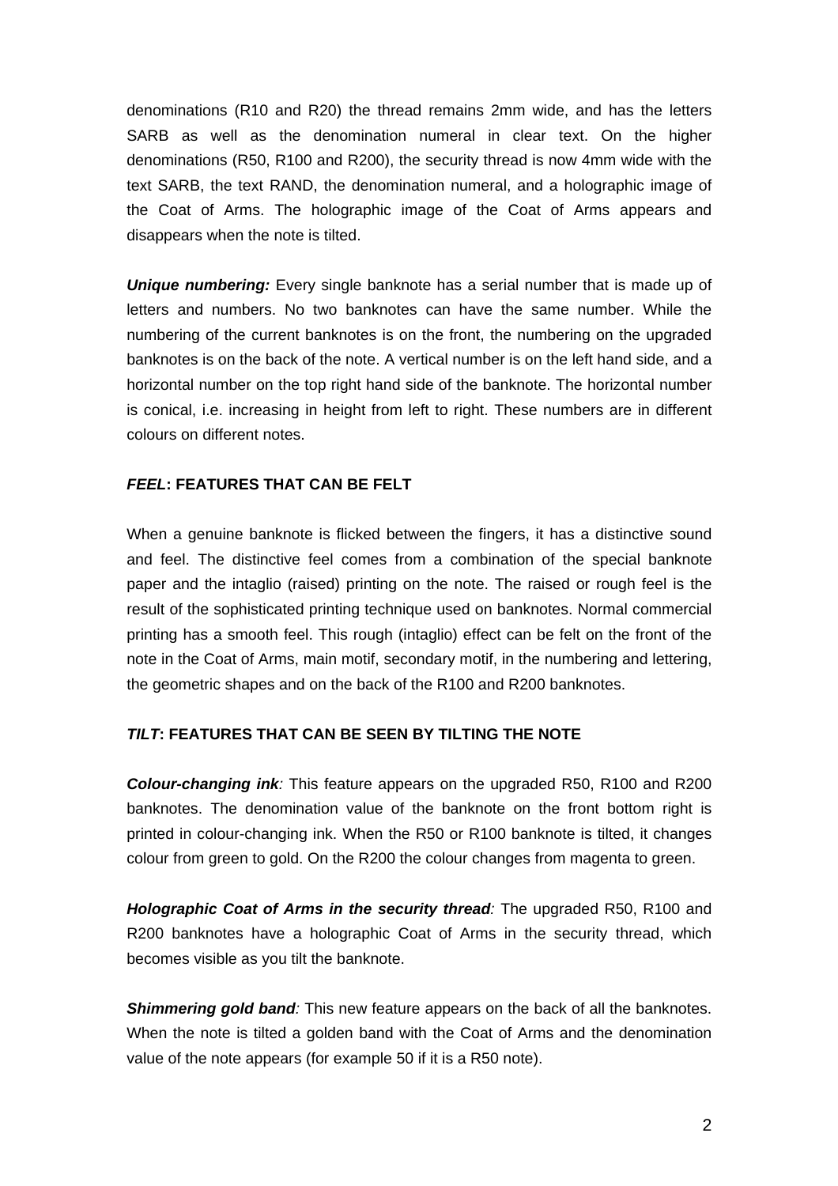denominations (R10 and R20) the thread remains 2mm wide, and has the letters SARB as well as the denomination numeral in clear text. On the higher denominations (R50, R100 and R200), the security thread is now 4mm wide with the text SARB, the text RAND, the denomination numeral, and a holographic image of the Coat of Arms. The holographic image of the Coat of Arms appears and disappears when the note is tilted.

***Unique numbering:*** Every single banknote has a serial number that is made up of letters and numbers. No two banknotes can have the same number. While the numbering of the current banknotes is on the front, the numbering on the upgraded banknotes is on the back of the note. A vertical number is on the left hand side, and a horizontal number on the top right hand side of the banknote. The horizontal number is conical, i.e. increasing in height from left to right. These numbers are in different colours on different notes.

## ***FEEL*: FEATURES THAT CAN BE FELT**

When a genuine banknote is flicked between the fingers, it has a distinctive sound and feel. The distinctive feel comes from a combination of the special banknote paper and the intaglio (raised) printing on the note. The raised or rough feel is the result of the sophisticated printing technique used on banknotes. Normal commercial printing has a smooth feel. This rough (intaglio) effect can be felt on the front of the note in the Coat of Arms, main motif, secondary motif, in the numbering and lettering, the geometric shapes and on the back of the R100 and R200 banknotes.

## ***TILT*: FEATURES THAT CAN BE SEEN BY TILTING THE NOTE**

***Colour-changing ink**:* This feature appears on the upgraded R50, R100 and R200 banknotes. The denomination value of the banknote on the front bottom right is printed in colour-changing ink. When the R50 or R100 banknote is tilted, it changes colour from green to gold. On the R200 the colour changes from magenta to green.

***Holographic Coat of Arms in the security thread**:* The upgraded R50, R100 and R200 banknotes have a holographic Coat of Arms in the security thread, which becomes visible as you tilt the banknote.

***Shimmering gold band**:* This new feature appears on the back of all the banknotes. When the note is tilted a golden band with the Coat of Arms and the denomination value of the note appears (for example 50 if it is a R50 note).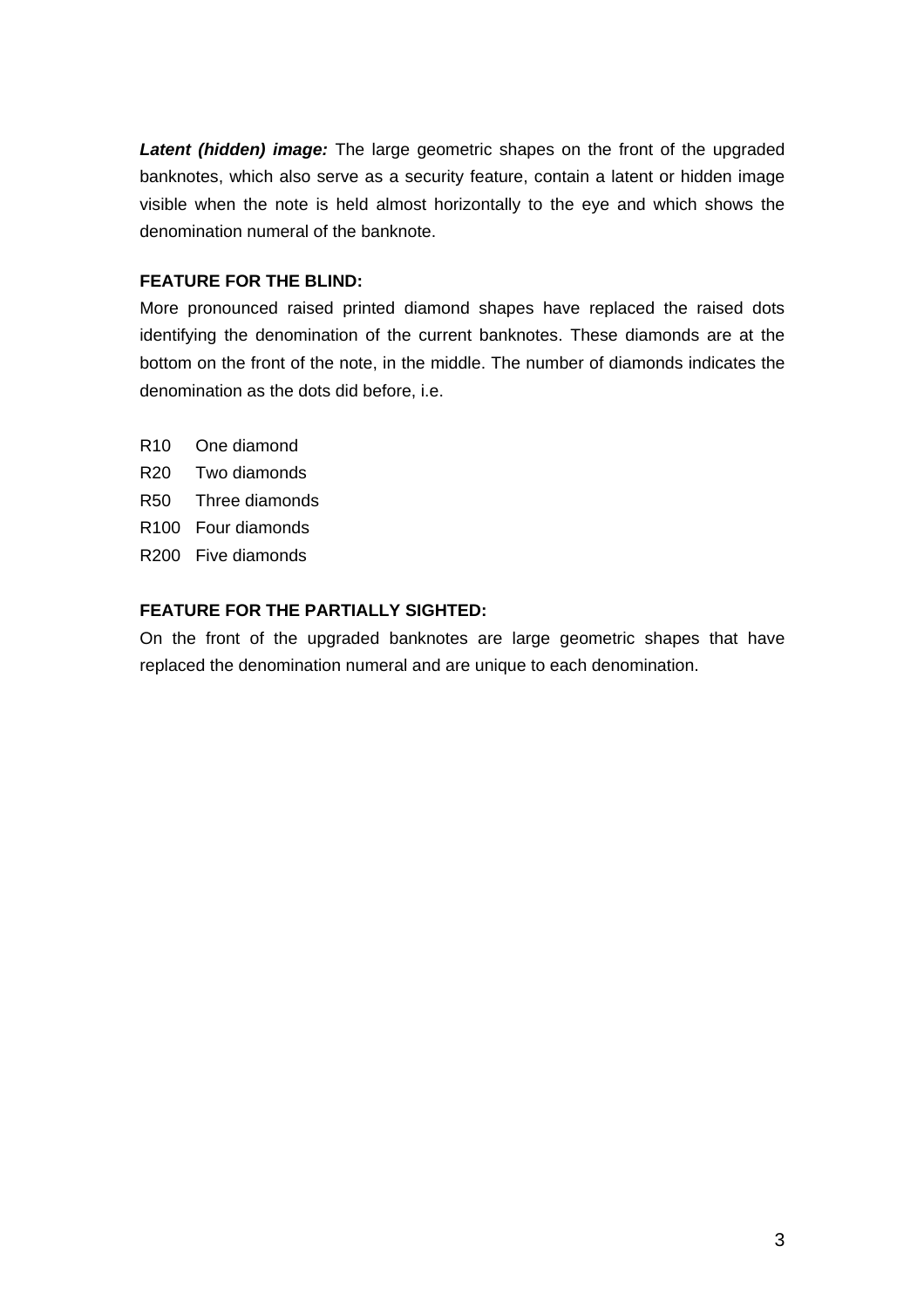***Latent (hidden) image:*** The large geometric shapes on the front of the upgraded banknotes, which also serve as a security feature, contain a latent or hidden image visible when the note is held almost horizontally to the eye and which shows the denomination numeral of the banknote.

**FEATURE FOR THE BLIND:**

More pronounced raised printed diamond shapes have replaced the raised dots identifying the denomination of the current banknotes. These diamonds are at the bottom on the front of the note, in the middle. The number of diamonds indicates the denomination as the dots did before, i.e.

R10 One diamond
R20 Two diamonds
R50 Three diamonds
R100 Four diamonds
R200 Five diamonds

**FEATURE FOR THE PARTIALLY SIGHTED:**

On the front of the upgraded banknotes are large geometric shapes that have replaced the denomination numeral and are unique to each denomination.